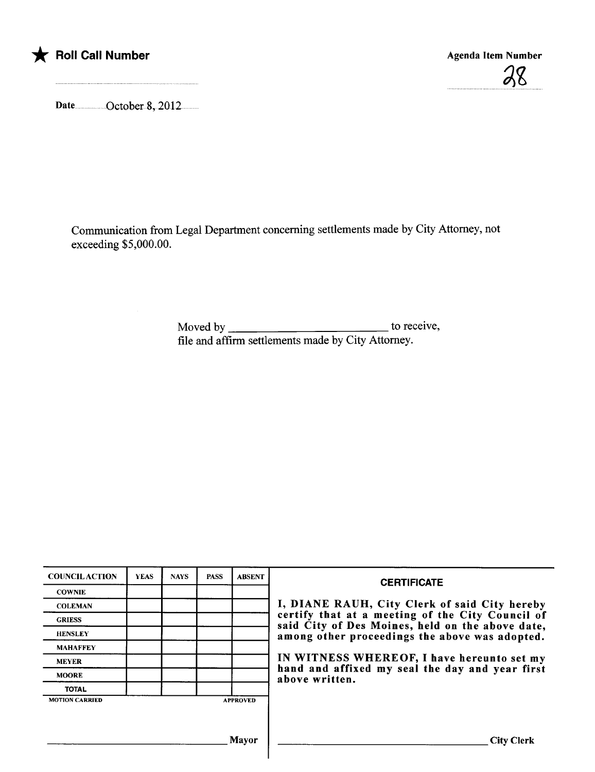★ **Roll Call Number**

**Agenda Item Number**

28

Date October 8, 2012

Communication from Legal Department concerning settlements made by City Attorney, not exceeding $5,000.00.

Moved by ______________________ to receive, file and affirm settlements made by City Attorney.

| COUNCIL ACTION | YEAS | NAYS | PASS | ABSENT |
|---|---|---|---|---|
| COWNIE | | | | |
| COLEMAN | | | | |
| GRIESS | | | | |
| HENSLEY | | | | |
| MAHAFFEY | | | | |
| MEYER | | | | |
| MOORE | | | | |
| TOTAL | | | | |

MOTION CARRIED APPROVED

______________________ Mayor

**CERTIFICATE**

**I, DIANE RAUH, City Clerk of said City hereby certify that at a meeting of the City Council of said City of Des Moines, held on the above date, among other proceedings the above was adopted.**

**IN WITNESS WHEREOF, I have hereunto set my hand and affixed my seal the day and year first above written.**

______________________ City Clerk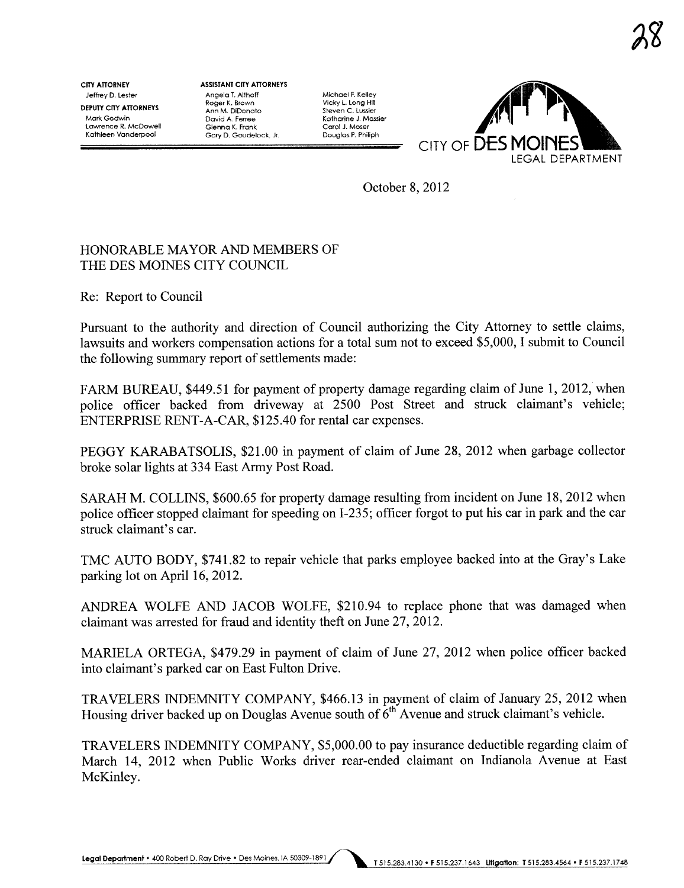28

**CITY ATTORNEY**
Jeffrey D. Lester

**DEPUTY CITY ATTORNEYS**
Mark Godwin
Lawrence R. McDowell
Kathleen Vanderpool

**ASSISTANT CITY ATTORNEYS**
Angela T. Althoff
Roger K. Brown
Ann M. DiDonato
David A. Ferree
Glenna K. Frank
Gary D. Goudelock, Jr.
Michael F. Kelley
Vicky L. Long Hill
Steven C. Lussier
Katharine J. Massier
Carol J. Moser
Douglas P. Philiph

CITY OF DES MOINES
LEGAL DEPARTMENT

October 8, 2012

HONORABLE MAYOR AND MEMBERS OF
THE DES MOINES CITY COUNCIL

Re: Report to Council

Pursuant to the authority and direction of Council authorizing the City Attorney to settle claims, lawsuits and workers compensation actions for a total sum not to exceed $5,000, I submit to Council the following summary report of settlements made:

FARM BUREAU, $449.51 for payment of property damage regarding claim of June 1, 2012, when police officer backed from driveway at 2500 Post Street and struck claimant's vehicle; ENTERPRISE RENT-A-CAR, $125.40 for rental car expenses.

PEGGY KARABATSOLIS, $21.00 in payment of claim of June 28, 2012 when garbage collector broke solar lights at 334 East Army Post Road.

SARAH M. COLLINS, $600.65 for property damage resulting from incident on June 18, 2012 when police officer stopped claimant for speeding on I-235; officer forgot to put his car in park and the car struck claimant's car.

TMC AUTO BODY, $741.82 to repair vehicle that parks employee backed into at the Gray's Lake parking lot on April 16, 2012.

ANDREA WOLFE AND JACOB WOLFE, $210.94 to replace phone that was damaged when claimant was arrested for fraud and identity theft on June 27, 2012.

MARIELA ORTEGA, $479.29 in payment of claim of June 27, 2012 when police officer backed into claimant's parked car on East Fulton Drive.

TRAVELERS INDEMNITY COMPANY, $466.13 in payment of claim of January 25, 2012 when Housing driver backed up on Douglas Avenue south of 6th Avenue and struck claimant's vehicle.

TRAVELERS INDEMNITY COMPANY, $5,000.00 to pay insurance deductible regarding claim of March 14, 2012 when Public Works driver rear-ended claimant on Indianola Avenue at East McKinley.

**Legal Department** • 400 Robert D. Ray Drive • Des Moines, IA 50309-1891 T 515.283.4130 • F 515.237.1643 **Litigation:** T 515.283.4564 • F 515.237.1748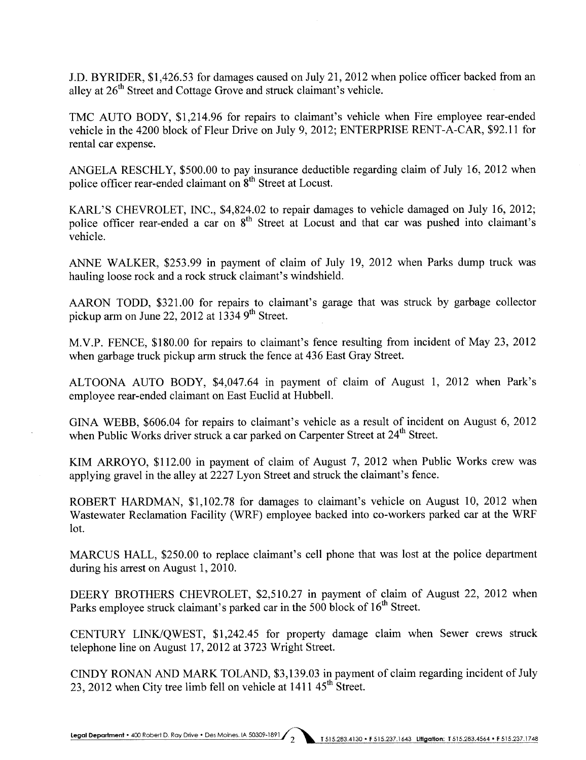J.D. BYRIDER, $1,426.53 for damages caused on July 21, 2012 when police officer backed from an alley at 26th Street and Cottage Grove and struck claimant's vehicle.

TMC AUTO BODY, $1,214.96 for repairs to claimant's vehicle when Fire employee rear-ended vehicle in the 4200 block of Fleur Drive on July 9, 2012; ENTERPRISE RENT-A-CAR, $92.11 for rental car expense.

ANGELA RESCHLY, $500.00 to pay insurance deductible regarding claim of July 16, 2012 when police officer rear-ended claimant on 8th Street at Locust.

KARL'S CHEVROLET, INC., $4,824.02 to repair damages to vehicle damaged on July 16, 2012; police officer rear-ended a car on 8th Street at Locust and that car was pushed into claimant's vehicle.

ANNE WALKER, $253.99 in payment of claim of July 19, 2012 when Parks dump truck was hauling loose rock and a rock struck claimant's windshield.

AARON TODD, $321.00 for repairs to claimant's garage that was struck by garbage collector pickup arm on June 22, 2012 at 1334 9th Street.

M.V.P. FENCE, $180.00 for repairs to claimant's fence resulting from incident of May 23, 2012 when garbage truck pickup arm struck the fence at 436 East Gray Street.

ALTOONA AUTO BODY, $4,047.64 in payment of claim of August 1, 2012 when Park's employee rear-ended claimant on East Euclid at Hubbell.

GINA WEBB, $606.04 for repairs to claimant's vehicle as a result of incident on August 6, 2012 when Public Works driver struck a car parked on Carpenter Street at 24th Street.

KIM ARROYO, $112.00 in payment of claim of August 7, 2012 when Public Works crew was applying gravel in the alley at 2227 Lyon Street and struck the claimant's fence.

ROBERT HARDMAN, $1,102.78 for damages to claimant's vehicle on August 10, 2012 when Wastewater Reclamation Facility (WRF) employee backed into co-workers parked car at the WRF lot.

MARCUS HALL, $250.00 to replace claimant's cell phone that was lost at the police department during his arrest on August 1, 2010.

DEERY BROTHERS CHEVROLET, $2,510.27 in payment of claim of August 22, 2012 when Parks employee struck claimant's parked car in the 500 block of 16th Street.

CENTURY LINK/QWEST, $1,242.45 for property damage claim when Sewer crews struck telephone line on August 17, 2012 at 3723 Wright Street.

CINDY RONAN AND MARK TOLAND, $3,139.03 in payment of claim regarding incident of July 23, 2012 when City tree limb fell on vehicle at 1411 45th Street.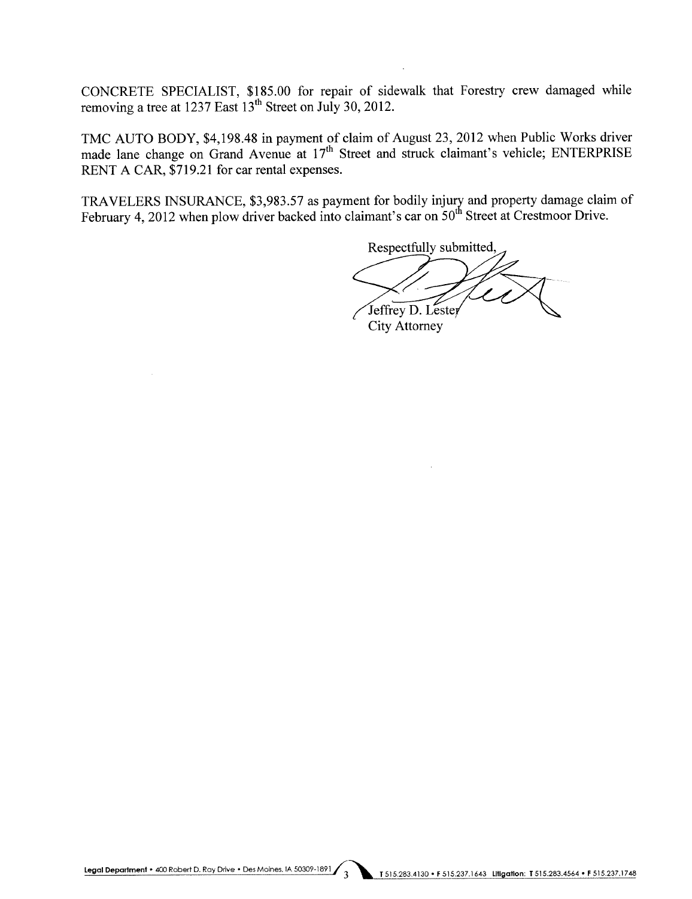CONCRETE SPECIALIST, $185.00 for repair of sidewalk that Forestry crew damaged while removing a tree at 1237 East 13th Street on July 30, 2012.

TMC AUTO BODY, $4,198.48 in payment of claim of August 23, 2012 when Public Works driver made lane change on Grand Avenue at 17th Street and struck claimant's vehicle; ENTERPRISE RENT A CAR, $719.21 for car rental expenses.

TRAVELERS INSURANCE, $3,983.57 as payment for bodily injury and property damage claim of February 4, 2012 when plow driver backed into claimant's car on 50th Street at Crestmoor Drive.

Respectfully submitted,

Jeffrey D. Lester
City Attorney

Legal Department • 400 Robert D. Ray Drive • Des Moines, IA 50309-1891 T 515.283.4130 • F 515.237.1643 Litigation: T 515.283.4564 • F 515.237.1748